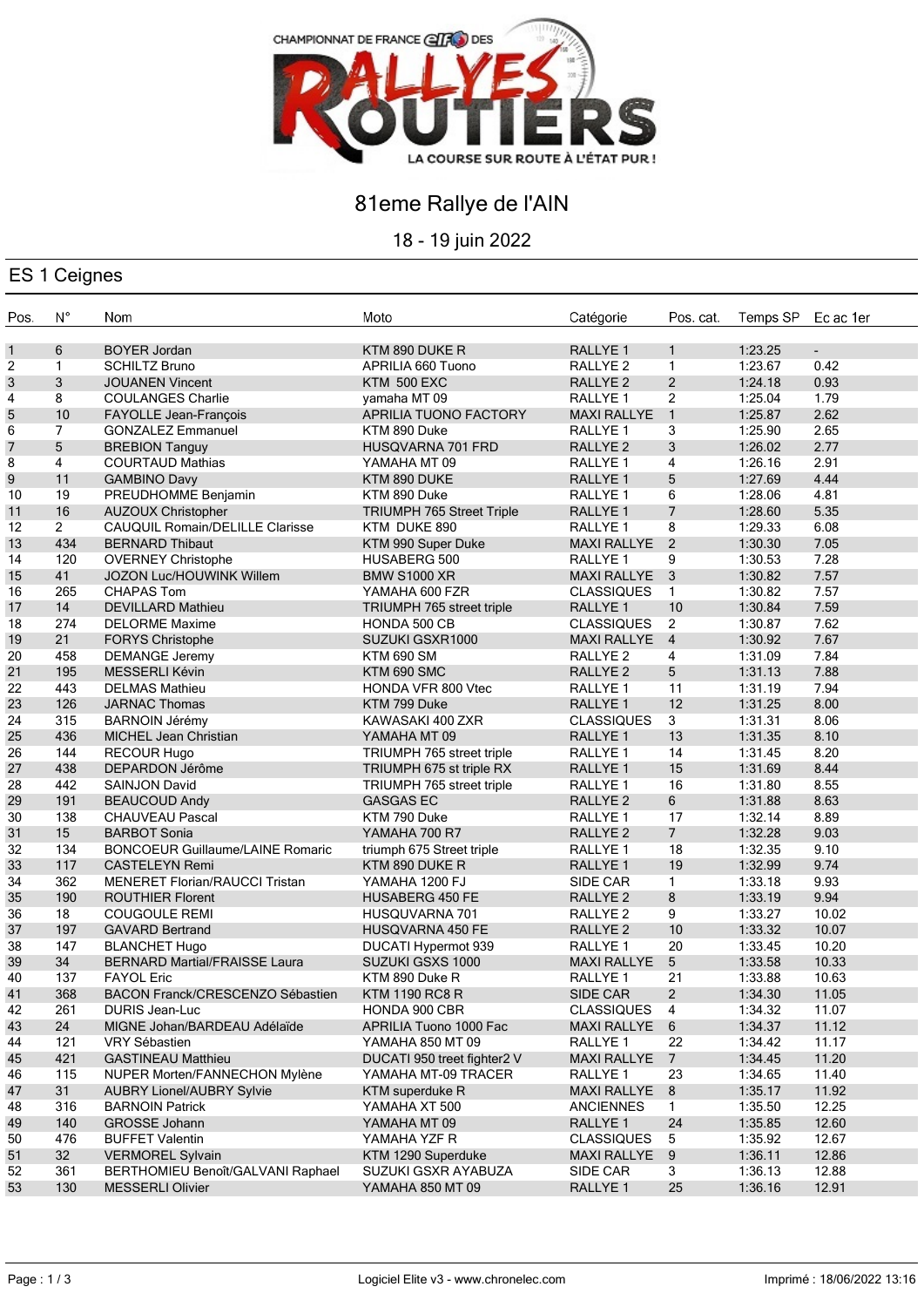CHAMPIONNAT DE FRANCE elf DES RALLYES ROUTIERS

LA COURSE SUR ROUTE À L'ÉTAT PUR !

# 81eme Rallye de l'AIN

18 - 19 juin 2022

## ES 1 Ceignes

| Pos. | N° | Nom | Moto | Catégorie | Pos. cat. | Temps SP | Ec ac 1er |
|---|---|---|---|---|---|---|---|
| 1 | 6 | BOYER Jordan | KTM 890 DUKE R | RALLYE 1 | 1 | 1:23.25 | - |
| 2 | 1 | SCHILTZ Bruno | APRILIA 660 Tuono | RALLYE 2 | 1 | 1:23.67 | 0.42 |
| 3 | 3 | JOUANEN Vincent | KTM 500 EXC | RALLYE 2 | 2 | 1:24.18 | 0.93 |
| 4 | 8 | COULANGES Charlie | yamaha MT 09 | RALLYE 1 | 2 | 1:25.04 | 1.79 |
| 5 | 10 | FAYOLLE Jean-François | APRILIA TUONO FACTORY | MAXI RALLYE | 1 | 1:25.87 | 2.62 |
| 6 | 7 | GONZALEZ Emmanuel | KTM 890 Duke | RALLYE 1 | 3 | 1:25.90 | 2.65 |
| 7 | 5 | BREBION Tanguy | HUSQVARNA 701 FRD | RALLYE 2 | 3 | 1:26.02 | 2.77 |
| 8 | 4 | COURTAUD Mathias | YAMAHA MT 09 | RALLYE 1 | 4 | 1:26.16 | 2.91 |
| 9 | 11 | GAMBINO Davy | KTM 890 DUKE | RALLYE 1 | 5 | 1:27.69 | 4.44 |
| 10 | 19 | PREUDHOMME Benjamin | KTM 890 Duke | RALLYE 1 | 6 | 1:28.06 | 4.81 |
| 11 | 16 | AUZOUX Christopher | TRIUMPH 765 Street Triple | RALLYE 1 | 7 | 1:28.60 | 5.35 |
| 12 | 2 | CAUQUIL Romain/DELILLE Clarisse | KTM DUKE 890 | RALLYE 1 | 8 | 1:29.33 | 6.08 |
| 13 | 434 | BERNARD Thibaut | KTM 990 Super Duke | MAXI RALLYE | 2 | 1:30.30 | 7.05 |
| 14 | 120 | OVERNEY Christophe | HUSABERG 500 | RALLYE 1 | 9 | 1:30.53 | 7.28 |
| 15 | 41 | JOZON Luc/HOUWINK Willem | BMW S1000 XR | MAXI RALLYE | 3 | 1:30.82 | 7.57 |
| 16 | 265 | CHAPAS Tom | YAMAHA 600 FZR | CLASSIQUES | 1 | 1:30.82 | 7.57 |
| 17 | 14 | DEVILLARD Mathieu | TRIUMPH 765 street triple | RALLYE 1 | 10 | 1:30.84 | 7.59 |
| 18 | 274 | DELORME Maxime | HONDA 500 CB | CLASSIQUES | 2 | 1:30.87 | 7.62 |
| 19 | 21 | FORYS Christophe | SUZUKI GSXR1000 | MAXI RALLYE | 4 | 1:30.92 | 7.67 |
| 20 | 458 | DEMANGE Jeremy | KTM 690 SM | RALLYE 2 | 4 | 1:31.09 | 7.84 |
| 21 | 195 | MESSERLI Kévin | KTM 690 SMC | RALLYE 2 | 5 | 1:31.13 | 7.88 |
| 22 | 443 | DELMAS Mathieu | HONDA VFR 800 Vtec | RALLYE 1 | 11 | 1:31.19 | 7.94 |
| 23 | 126 | JARNAC Thomas | KTM 799 Duke | RALLYE 1 | 12 | 1:31.25 | 8.00 |
| 24 | 315 | BARNOIN Jérémy | KAWASAKI 400 ZXR | CLASSIQUES | 3 | 1:31.31 | 8.06 |
| 25 | 436 | MICHEL Jean Christian | YAMAHA MT 09 | RALLYE 1 | 13 | 1:31.35 | 8.10 |
| 26 | 144 | RECOUR Hugo | TRIUMPH 765 street triple | RALLYE 1 | 14 | 1:31.45 | 8.20 |
| 27 | 438 | DEPARDON Jérôme | TRIUMPH 675 st triple RX | RALLYE 1 | 15 | 1:31.69 | 8.44 |
| 28 | 442 | SAINJON David | TRIUMPH 765 street triple | RALLYE 1 | 16 | 1:31.80 | 8.55 |
| 29 | 191 | BEAUCOUD Andy | GASGAS EC | RALLYE 2 | 6 | 1:31.88 | 8.63 |
| 30 | 138 | CHAUVEAU Pascal | KTM 790 Duke | RALLYE 1 | 17 | 1:32.14 | 8.89 |
| 31 | 15 | BARBOT Sonia | YAMAHA 700 R7 | RALLYE 2 | 7 | 1:32.28 | 9.03 |
| 32 | 134 | BONCOEUR Guillaume/LAINE Romaric | triumph 675 Street triple | RALLYE 1 | 18 | 1:32.35 | 9.10 |
| 33 | 117 | CASTELEYN Remi | KTM 890 DUKE R | RALLYE 1 | 19 | 1:32.99 | 9.74 |
| 34 | 362 | MENERET Florian/RAUCCI Tristan | YAMAHA 1200 FJ | SIDE CAR | 1 | 1:33.18 | 9.93 |
| 35 | 190 | ROUTHIER Florent | HUSABERG 450 FE | RALLYE 2 | 8 | 1:33.19 | 9.94 |
| 36 | 18 | COUGOULE REMI | HUSQUVARNA 701 | RALLYE 2 | 9 | 1:33.27 | 10.02 |
| 37 | 197 | GAVARD Bertrand | HUSQVARNA 450 FE | RALLYE 2 | 10 | 1:33.32 | 10.07 |
| 38 | 147 | BLANCHET Hugo | DUCATI Hypermot 939 | RALLYE 1 | 20 | 1:33.45 | 10.20 |
| 39 | 34 | BERNARD Martial/FRAISSE Laura | SUZUKI GSXS 1000 | MAXI RALLYE | 5 | 1:33.58 | 10.33 |
| 40 | 137 | FAYOL Eric | KTM 890 Duke R | RALLYE 1 | 21 | 1:33.88 | 10.63 |
| 41 | 368 | BACON Franck/CRESCENZO Sébastien | KTM 1190 RC8 R | SIDE CAR | 2 | 1:34.30 | 11.05 |
| 42 | 261 | DURIS Jean-Luc | HONDA 900 CBR | CLASSIQUES | 4 | 1:34.32 | 11.07 |
| 43 | 24 | MIGNE Johan/BARDEAU Adélaïde | APRILIA Tuono 1000 Fac | MAXI RALLYE | 6 | 1:34.37 | 11.12 |
| 44 | 121 | VRY Sébastien | YAMAHA 850 MT 09 | RALLYE 1 | 22 | 1:34.42 | 11.17 |
| 45 | 421 | GASTINEAU Matthieu | DUCATI 950 treet fighter2 V | MAXI RALLYE | 7 | 1:34.45 | 11.20 |
| 46 | 115 | NUPER Morten/FANNECHON Mylène | YAMAHA MT-09 TRACER | RALLYE 1 | 23 | 1:34.65 | 11.40 |
| 47 | 31 | AUBRY Lionel/AUBRY Sylvie | KTM superduke R | MAXI RALLYE | 8 | 1:35.17 | 11.92 |
| 48 | 316 | BARNOIN Patrick | YAMAHA XT 500 | ANCIENNES | 1 | 1:35.50 | 12.25 |
| 49 | 140 | GROSSE Johann | YAMAHA MT 09 | RALLYE 1 | 24 | 1:35.85 | 12.60 |
| 50 | 476 | BUFFET Valentin | YAMAHA YZF R | CLASSIQUES | 5 | 1:35.92 | 12.67 |
| 51 | 32 | VERMOREL Sylvain | KTM 1290 Superduke | MAXI RALLYE | 9 | 1:36.11 | 12.86 |
| 52 | 361 | BERTHOMIEU Benoît/GALVANI Raphael | SUZUKI GSXR AYABUZA | SIDE CAR | 3 | 1:36.13 | 12.88 |
| 53 | 130 | MESSERLI Olivier | YAMAHA 850 MT 09 | RALLYE 1 | 25 | 1:36.16 | 12.91 |

Logiciel Elite v3 - www.chronelec.com

Imprimé : 18/06/2022 13:16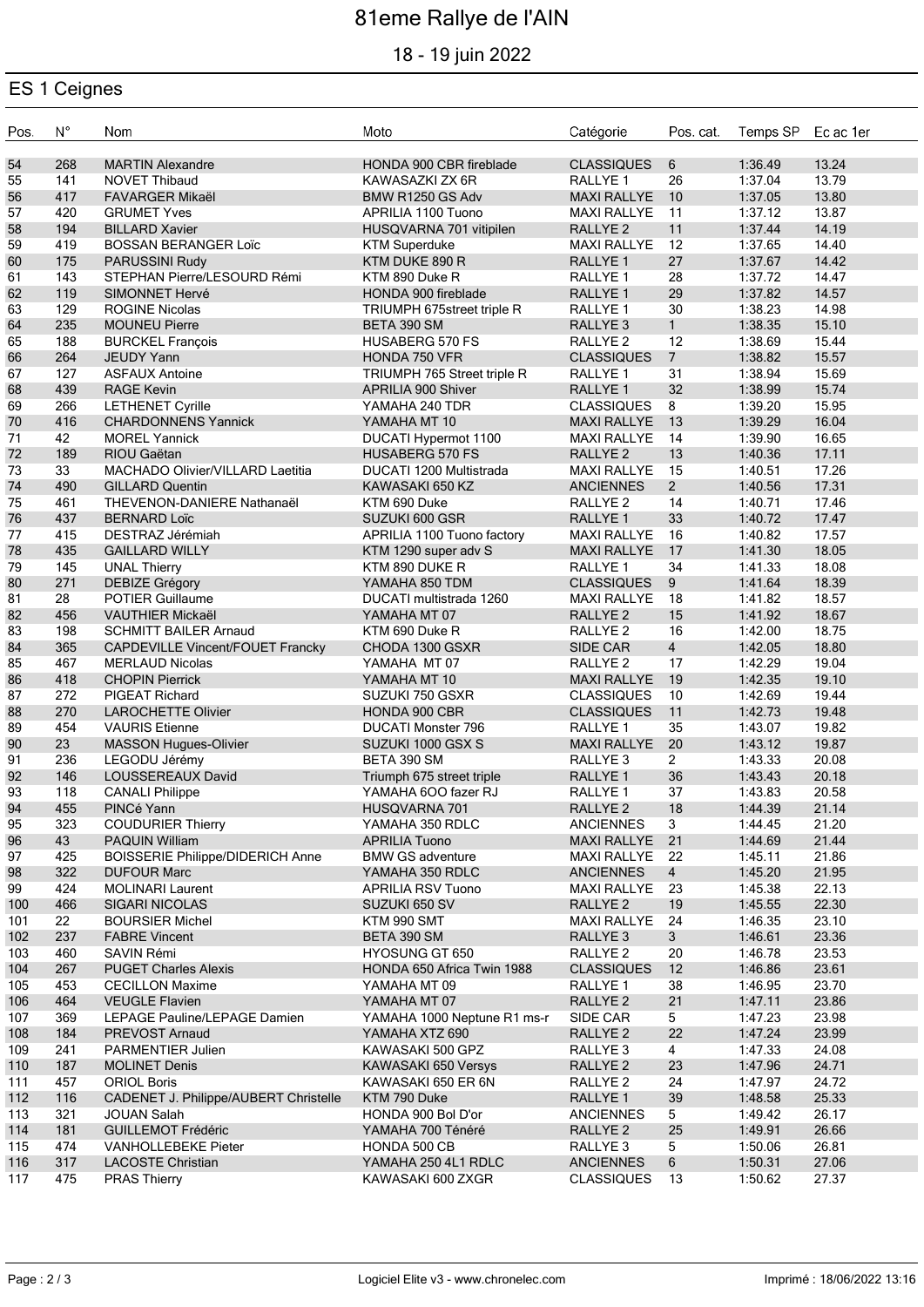# 81eme Rallye de l'AIN

18 - 19 juin 2022

## ES 1 Ceignes

| Pos. | N° | Nom | Moto | Catégorie | Pos. cat. | Temps SP | Ec ac 1er |
|---|---|---|---|---|---|---|---|
| 54 | 268 | MARTIN Alexandre | HONDA 900 CBR fireblade | CLASSIQUES | 6 | 1:36.49 | 13.24 |
| 55 | 141 | NOVET Thibaud | KAWASAZKI ZX 6R | RALLYE 1 | 26 | 1:37.04 | 13.79 |
| 56 | 417 | FAVARGER Mikaël | BMW R1250 GS Adv | MAXI RALLYE | 10 | 1:37.05 | 13.80 |
| 57 | 420 | GRUMET Yves | APRILIA 1100 Tuono | MAXI RALLYE | 11 | 1:37.12 | 13.87 |
| 58 | 194 | BILLARD Xavier | HUSQVARNA 701 vitipilen | RALLYE 2 | 11 | 1:37.44 | 14.19 |
| 59 | 419 | BOSSAN BERANGER Loïc | KTM Superduke | MAXI RALLYE | 12 | 1:37.65 | 14.40 |
| 60 | 175 | PARUSSINI Rudy | KTM DUKE 890 R | RALLYE 1 | 27 | 1:37.67 | 14.42 |
| 61 | 143 | STEPHAN Pierre/LESOURD Rémi | KTM 890 Duke R | RALLYE 1 | 28 | 1:37.72 | 14.47 |
| 62 | 119 | SIMONNET Hervé | HONDA 900 fireblade | RALLYE 1 | 29 | 1:37.82 | 14.57 |
| 63 | 129 | ROGINE Nicolas | TRIUMPH 675street triple R | RALLYE 1 | 30 | 1:38.23 | 14.98 |
| 64 | 235 | MOUNEU Pierre | BETA 390 SM | RALLYE 3 | 1 | 1:38.35 | 15.10 |
| 65 | 188 | BURCKEL François | HUSABERG 570 FS | RALLYE 2 | 12 | 1:38.69 | 15.44 |
| 66 | 264 | JEUDY Yann | HONDA 750 VFR | CLASSIQUES | 7 | 1:38.82 | 15.57 |
| 67 | 127 | ASFAUX Antoine | TRIUMPH 765 Street triple R | RALLYE 1 | 31 | 1:38.94 | 15.69 |
| 68 | 439 | RAGE Kevin | APRILIA 900 Shiver | RALLYE 1 | 32 | 1:38.99 | 15.74 |
| 69 | 266 | LETHENET Cyrille | YAMAHA 240 TDR | CLASSIQUES | 8 | 1:39.20 | 15.95 |
| 70 | 416 | CHARDONNENS Yannick | YAMAHA MT 10 | MAXI RALLYE | 13 | 1:39.29 | 16.04 |
| 71 | 42 | MOREL Yannick | DUCATI Hypermot 1100 | MAXI RALLYE | 14 | 1:39.90 | 16.65 |
| 72 | 189 | RIOU Gaëtan | HUSABERG 570 FS | RALLYE 2 | 13 | 1:40.36 | 17.11 |
| 73 | 33 | MACHADO Olivier/VILLARD Laetitia | DUCATI 1200 Multistrada | MAXI RALLYE | 15 | 1:40.51 | 17.26 |
| 74 | 490 | GILLARD Quentin | KAWASAKI 650 KZ | ANCIENNES | 2 | 1:40.56 | 17.31 |
| 75 | 461 | THEVENON-DANIERE Nathanaël | KTM 690 Duke | RALLYE 2 | 14 | 1:40.71 | 17.46 |
| 76 | 437 | BERNARD Loïc | SUZUKI 600 GSR | RALLYE 1 | 33 | 1:40.72 | 17.47 |
| 77 | 415 | DESTRAZ Jérémiah | APRILIA 1100 Tuono factory | MAXI RALLYE | 16 | 1:40.82 | 17.57 |
| 78 | 435 | GAILLARD WILLY | KTM 1290 super adv S | MAXI RALLYE | 17 | 1:41.30 | 18.05 |
| 79 | 145 | UNAL Thierry | KTM 890 DUKE R | RALLYE 1 | 34 | 1:41.33 | 18.08 |
| 80 | 271 | DEBIZE Grégory | YAMAHA 850 TDM | CLASSIQUES | 9 | 1:41.64 | 18.39 |
| 81 | 28 | POTIER Guillaume | DUCATI multistrada 1260 | MAXI RALLYE | 18 | 1:41.82 | 18.57 |
| 82 | 456 | VAUTHIER Mickaël | YAMAHA MT 07 | RALLYE 2 | 15 | 1:41.92 | 18.67 |
| 83 | 198 | SCHMITT BAILER Arnaud | KTM 690 Duke R | RALLYE 2 | 16 | 1:42.00 | 18.75 |
| 84 | 365 | CAPDEVILLE Vincent/FOUET Francky | CHODA 1300 GSXR | SIDE CAR | 4 | 1:42.05 | 18.80 |
| 85 | 467 | MERLAUD Nicolas | YAMAHA MT 07 | RALLYE 2 | 17 | 1:42.29 | 19.04 |
| 86 | 418 | CHOPIN Pierrick | YAMAHA MT 10 | MAXI RALLYE | 19 | 1:42.35 | 19.10 |
| 87 | 272 | PIGEAT Richard | SUZUKI 750 GSXR | CLASSIQUES | 10 | 1:42.69 | 19.44 |
| 88 | 270 | LAROCHETTE Olivier | HONDA 900 CBR | CLASSIQUES | 11 | 1:42.73 | 19.48 |
| 89 | 454 | VAURIS Etienne | DUCATI Monster 796 | RALLYE 1 | 35 | 1:43.07 | 19.82 |
| 90 | 23 | MASSON Hugues-Olivier | SUZUKI 1000 GSX S | MAXI RALLYE | 20 | 1:43.12 | 19.87 |
| 91 | 236 | LEGODU Jérémy | BETA 390 SM | RALLYE 3 | 2 | 1:43.33 | 20.08 |
| 92 | 146 | LOUSSEREAUX David | Triumph 675 street triple | RALLYE 1 | 36 | 1:43.43 | 20.18 |
| 93 | 118 | CANALI Philippe | YAMAHA 6OO fazer RJ | RALLYE 1 | 37 | 1:43.83 | 20.58 |
| 94 | 455 | PINCé Yann | HUSQVARNA 701 | RALLYE 2 | 18 | 1:44.39 | 21.14 |
| 95 | 323 | COUDURIER Thierry | YAMAHA 350 RDLC | ANCIENNES | 3 | 1:44.45 | 21.20 |
| 96 | 43 | PAQUIN William | APRILIA Tuono | MAXI RALLYE | 21 | 1:44.69 | 21.44 |
| 97 | 425 | BOISSERIE Philippe/DIDERICH Anne | BMW GS adventure | MAXI RALLYE | 22 | 1:45.11 | 21.86 |
| 98 | 322 | DUFOUR Marc | YAMAHA 350 RDLC | ANCIENNES | 4 | 1:45.20 | 21.95 |
| 99 | 424 | MOLINARI Laurent | APRILIA RSV Tuono | MAXI RALLYE | 23 | 1:45.38 | 22.13 |
| 100 | 466 | SIGARI NICOLAS | SUZUKI 650 SV | RALLYE 2 | 19 | 1:45.55 | 22.30 |
| 101 | 22 | BOURSIER Michel | KTM 990 SMT | MAXI RALLYE | 24 | 1:46.35 | 23.10 |
| 102 | 237 | FABRE Vincent | BETA 390 SM | RALLYE 3 | 3 | 1:46.61 | 23.36 |
| 103 | 460 | SAVIN Rémi | HYOSUNG GT 650 | RALLYE 2 | 20 | 1:46.78 | 23.53 |
| 104 | 267 | PUGET Charles Alexis | HONDA 650 Africa Twin 1988 | CLASSIQUES | 12 | 1:46.86 | 23.61 |
| 105 | 453 | CECILLON Maxime | YAMAHA MT 09 | RALLYE 1 | 38 | 1:46.95 | 23.70 |
| 106 | 464 | VEUGLE Flavien | YAMAHA MT 07 | RALLYE 2 | 21 | 1:47.11 | 23.86 |
| 107 | 369 | LEPAGE Pauline/LEPAGE Damien | YAMAHA 1000 Neptune R1 ms-r | SIDE CAR | 5 | 1:47.23 | 23.98 |
| 108 | 184 | PREVOST Arnaud | YAMAHA XTZ 690 | RALLYE 2 | 22 | 1:47.24 | 23.99 |
| 109 | 241 | PARMENTIER Julien | KAWASAKI 500 GPZ | RALLYE 3 | 4 | 1:47.33 | 24.08 |
| 110 | 187 | MOLINET Denis | KAWASAKI 650 Versys | RALLYE 2 | 23 | 1:47.96 | 24.71 |
| 111 | 457 | ORIOL Boris | KAWASAKI 650 ER 6N | RALLYE 2 | 24 | 1:47.97 | 24.72 |
| 112 | 116 | CADENET J. Philippe/AUBERT Christelle | KTM 790 Duke | RALLYE 1 | 39 | 1:48.58 | 25.33 |
| 113 | 321 | JOUAN Salah | HONDA 900 Bol D'or | ANCIENNES | 5 | 1:49.42 | 26.17 |
| 114 | 181 | GUILLEMOT Frédéric | YAMAHA 700 Ténéré | RALLYE 2 | 25 | 1:49.91 | 26.66 |
| 115 | 474 | VANHOLLEBEKE Pieter | HONDA 500 CB | RALLYE 3 | 5 | 1:50.06 | 26.81 |
| 116 | 317 | LACOSTE Christian | YAMAHA 250 4L1 RDLC | ANCIENNES | 6 | 1:50.31 | 27.06 |
| 117 | 475 | PRAS Thierry | KAWASAKI 600 ZXGR | CLASSIQUES | 13 | 1:50.62 | 27.37 |

Logiciel Elite v3 - www.chronelec.com

Imprimé : 18/06/2022 13:16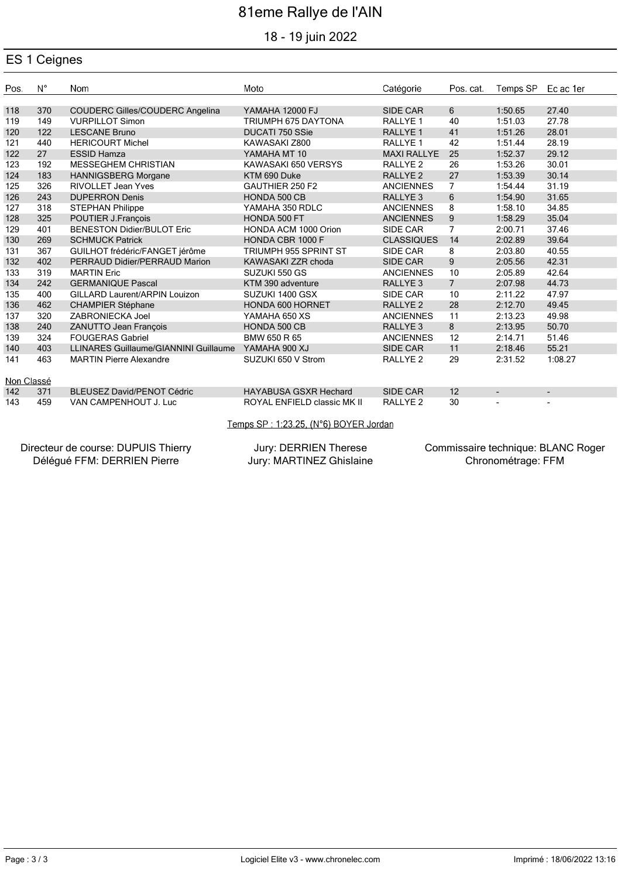# 81eme Rallye de l'AIN

18 - 19 juin 2022

## ES 1 Ceignes

| Pos. | N° | Nom | Moto | Catégorie | Pos. cat. | Temps SP | Ec ac 1er |
|---|---|---|---|---|---|---|---|
| 118 | 370 | COUDERC Gilles/COUDERC Angelina | YAMAHA 12000 FJ | SIDE CAR | 6 | 1:50.65 | 27.40 |
| 119 | 149 | VURPILLOT Simon | TRIUMPH 675 DAYTONA | RALLYE 1 | 40 | 1:51.03 | 27.78 |
| 120 | 122 | LESCANE Bruno | DUCATI 750 SSie | RALLYE 1 | 41 | 1:51.26 | 28.01 |
| 121 | 440 | HERICOURT Michel | KAWASAKI Z800 | RALLYE 1 | 42 | 1:51.44 | 28.19 |
| 122 | 27 | ESSID Hamza | YAMAHA MT 10 | MAXI RALLYE | 25 | 1:52.37 | 29.12 |
| 123 | 192 | MESSEGHEM CHRISTIAN | KAWASAKI 650 VERSYS | RALLYE 2 | 26 | 1:53.26 | 30.01 |
| 124 | 183 | HANNIGSBERG Morgane | KTM 690 Duke | RALLYE 2 | 27 | 1:53.39 | 30.14 |
| 125 | 326 | RIVOLLET Jean Yves | GAUTHIER 250 F2 | ANCIENNES | 7 | 1:54.44 | 31.19 |
| 126 | 243 | DUPERRON Denis | HONDA 500 CB | RALLYE 3 | 6 | 1:54.90 | 31.65 |
| 127 | 318 | STEPHAN Philippe | YAMAHA 350 RDLC | ANCIENNES | 8 | 1:58.10 | 34.85 |
| 128 | 325 | POUTIER J.François | HONDA 500 FT | ANCIENNES | 9 | 1:58.29 | 35.04 |
| 129 | 401 | BENESTON Didier/BULOT Eric | HONDA ACM 1000 Orion | SIDE CAR | 7 | 2:00.71 | 37.46 |
| 130 | 269 | SCHMUCK Patrick | HONDA CBR 1000 F | CLASSIQUES | 14 | 2:02.89 | 39.64 |
| 131 | 367 | GUILHOT frédéric/FANGET jérôme | TRIUMPH 955 SPRINT ST | SIDE CAR | 8 | 2:03.80 | 40.55 |
| 132 | 402 | PERRAUD Didier/PERRAUD Marion | KAWASAKI ZZR choda | SIDE CAR | 9 | 2:05.56 | 42.31 |
| 133 | 319 | MARTIN Eric | SUZUKI 550 GS | ANCIENNES | 10 | 2:05.89 | 42.64 |
| 134 | 242 | GERMANIQUE Pascal | KTM 390 adventure | RALLYE 3 | 7 | 2:07.98 | 44.73 |
| 135 | 400 | GILLARD Laurent/ARPIN Louizon | SUZUKI 1400 GSX | SIDE CAR | 10 | 2:11.22 | 47.97 |
| 136 | 462 | CHAMPIER Stéphane | HONDA 600 HORNET | RALLYE 2 | 28 | 2:12.70 | 49.45 |
| 137 | 320 | ZABRONIECKA Joel | YAMAHA 650 XS | ANCIENNES | 11 | 2:13.23 | 49.98 |
| 138 | 240 | ZANUTTO Jean François | HONDA 500 CB | RALLYE 3 | 8 | 2:13.95 | 50.70 |
| 139 | 324 | FOUGERAS Gabriel | BMW 650 R 65 | ANCIENNES | 12 | 2:14.71 | 51.46 |
| 140 | 403 | LLINARES Guillaume/GIANNINI Guillaume | YAMAHA 900 XJ | SIDE CAR | 11 | 2:18.46 | 55.21 |
| 141 | 463 | MARTIN Pierre Alexandre | SUZUKI 650 V Strom | RALLYE 2 | 29 | 2:31.52 | 1:08.27 |

Non Classé

| Pos. | N° | Nom | Moto | Catégorie | Pos. cat. | Temps SP | Ec ac 1er |
|---|---|---|---|---|---|---|---|
| 142 | 371 | BLEUSEZ David/PENOT Cédric | HAYABUSA GSXR Hechard | SIDE CAR | 12 | - | - |
| 143 | 459 | VAN CAMPENHOUT J. Luc | ROYAL ENFIELD classic MK II | RALLYE 2 | 30 | - | - |

Temps SP : 1:23.25, (N°6) BOYER Jordan

Directeur de course: DUPUIS Thierry
Délégué FFM: DERRIEN Pierre

Jury: DERRIEN Therese
Jury: MARTINEZ Ghislaine

Commissaire technique: BLANC Roger
Chronométrage: FFM

Logiciel Elite v3 - www.chronelec.com

Imprimé : 18/06/2022 13:16